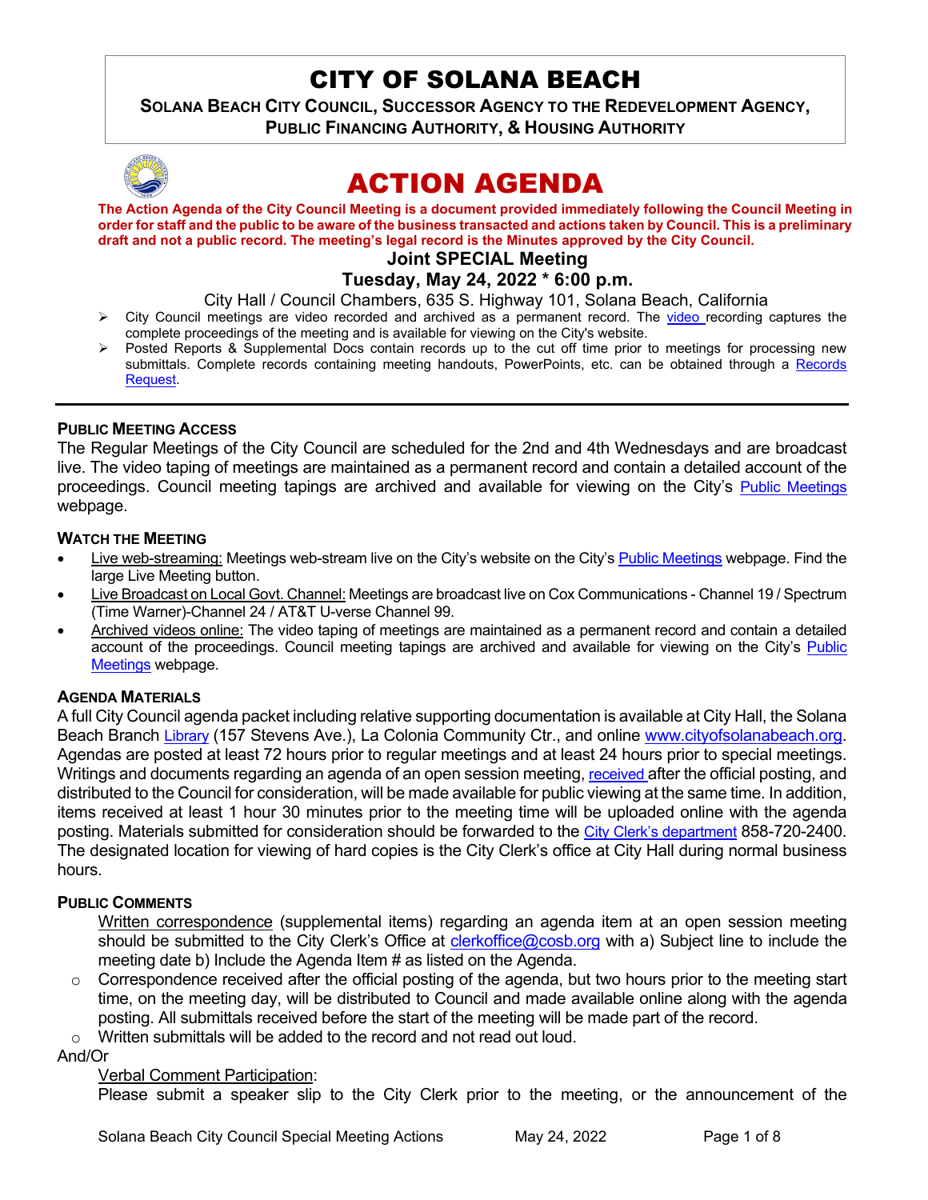# CITY OF SOLANA BEACH

**SOLANA BEACH CITY COUNCIL, SUCCESSOR AGENCY TO THE REDEVELOPMENT AGENCY, PUBLIC FINANCING AUTHORITY, & HOUSING AUTHORITY**

# ACTION AGENDA

**The Action Agenda of the City Council Meeting is a document provided immediately following the Council Meeting in order for staff and the public to be aware of the business transacted and actions taken by Council. This is a preliminary draft and not a public record. The meeting's legal record is the Minutes approved by the City Council.**

## Joint SPECIAL Meeting

## Tuesday, May 24, 2022 * 6:00 p.m.

City Hall / Council Chambers, 635 S. Highway 101, Solana Beach, California

- City Council meetings are video recorded and archived as a permanent record. The video recording captures the complete proceedings of the meeting and is available for viewing on the City's website.
- Posted Reports & Supplemental Docs contain records up to the cut off time prior to meetings for processing new submittals. Complete records containing meeting handouts, PowerPoints, etc. can be obtained through a Records Request.

---

### PUBLIC MEETING ACCESS

The Regular Meetings of the City Council are scheduled for the 2nd and 4th Wednesdays and are broadcast live. The video taping of meetings are maintained as a permanent record and contain a detailed account of the proceedings. Council meeting tapings are archived and available for viewing on the City's Public Meetings webpage.

### WATCH THE MEETING

- Live web-streaming: Meetings web-stream live on the City's website on the City's Public Meetings webpage. Find the large Live Meeting button.
- Live Broadcast on Local Govt. Channel: Meetings are broadcast live on Cox Communications - Channel 19 / Spectrum (Time Warner)-Channel 24 / AT&T U-verse Channel 99.
- Archived videos online: The video taping of meetings are maintained as a permanent record and contain a detailed account of the proceedings. Council meeting tapings are archived and available for viewing on the City's Public Meetings webpage.

### AGENDA MATERIALS

A full City Council agenda packet including relative supporting documentation is available at City Hall, the Solana Beach Branch Library (157 Stevens Ave.), La Colonia Community Ctr., and online www.cityofsolanabeach.org. Agendas are posted at least 72 hours prior to regular meetings and at least 24 hours prior to special meetings. Writings and documents regarding an agenda of an open session meeting, received after the official posting, and distributed to the Council for consideration, will be made available for public viewing at the same time. In addition, items received at least 1 hour 30 minutes prior to the meeting time will be uploaded online with the agenda posting. Materials submitted for consideration should be forwarded to the City Clerk's department 858-720-2400. The designated location for viewing of hard copies is the City Clerk's office at City Hall during normal business hours.

### PUBLIC COMMENTS

Written correspondence (supplemental items) regarding an agenda item at an open session meeting should be submitted to the City Clerk's Office at clerkoffice@cosb.org with a) Subject line to include the meeting date b) Include the Agenda Item # as listed on the Agenda.

- Correspondence received after the official posting of the agenda, but two hours prior to the meeting start time, on the meeting day, will be distributed to Council and made available online along with the agenda posting. All submittals received before the start of the meeting will be made part of the record.
- Written submittals will be added to the record and not read out loud.

And/Or

Verbal Comment Participation:

Please submit a speaker slip to the City Clerk prior to the meeting, or the announcement of the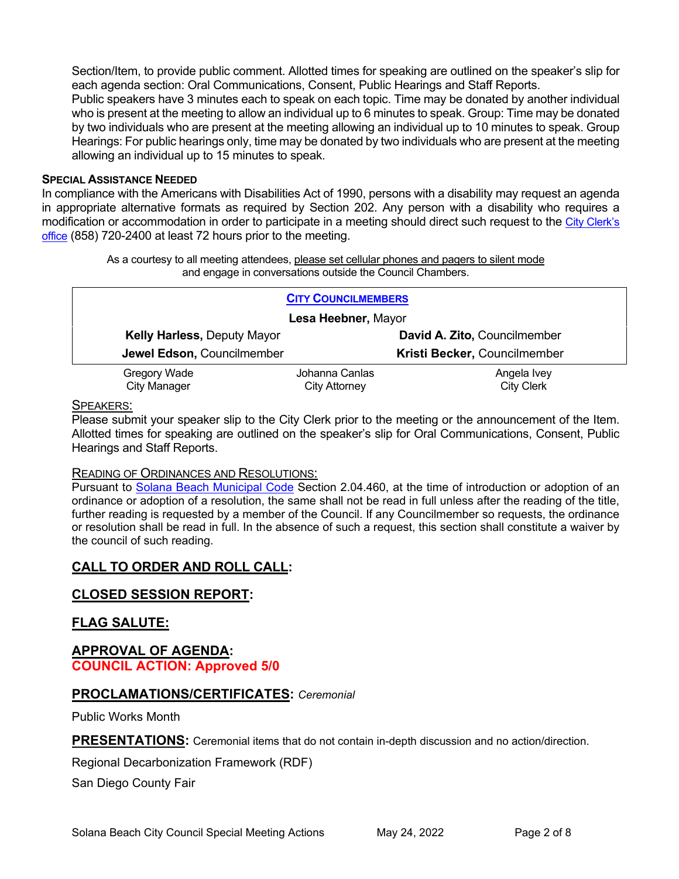Section/Item, to provide public comment. Allotted times for speaking are outlined on the speaker's slip for each agenda section: Oral Communications, Consent, Public Hearings and Staff Reports.
Public speakers have 3 minutes each to speak on each topic. Time may be donated by another individual who is present at the meeting to allow an individual up to 6 minutes to speak. Group: Time may be donated by two individuals who are present at the meeting allowing an individual up to 10 minutes to speak. Group Hearings: For public hearings only, time may be donated by two individuals who are present at the meeting allowing an individual up to 15 minutes to speak.

**SPECIAL ASSISTANCE NEEDED**

In compliance with the Americans with Disabilities Act of 1990, persons with a disability may request an agenda in appropriate alternative formats as required by Section 202. Any person with a disability who requires a modification or accommodation in order to participate in a meeting should direct such request to the City Clerk's office (858) 720-2400 at least 72 hours prior to the meeting.

As a courtesy to all meeting attendees, please set cellular phones and pagers to silent mode and engage in conversations outside the Council Chambers.

| CITY COUNCILMEMBERS | | |
|---|---|---|
| | **Lesa Heebner,** Mayor | |
| **Kelly Harless,** Deputy Mayor | | **David A. Zito,** Councilmember |
| **Jewel Edson,** Councilmember | | **Kristi Becker,** Councilmember |
| Gregory Wade<br>City Manager | Johanna Canlas<br>City Attorney | Angela Ivey<br>City Clerk |

SPEAKERS:

Please submit your speaker slip to the City Clerk prior to the meeting or the announcement of the Item. Allotted times for speaking are outlined on the speaker's slip for Oral Communications, Consent, Public Hearings and Staff Reports.

READING OF ORDINANCES AND RESOLUTIONS:

Pursuant to Solana Beach Municipal Code Section 2.04.460, at the time of introduction or adoption of an ordinance or adoption of a resolution, the same shall not be read in full unless after the reading of the title, further reading is requested by a member of the Council. If any Councilmember so requests, the ordinance or resolution shall be read in full. In the absence of such a request, this section shall constitute a waiver by the council of such reading.

## CALL TO ORDER AND ROLL CALL:

## CLOSED SESSION REPORT:

## FLAG SALUTE:

## APPROVAL OF AGENDA:

**COUNCIL ACTION: Approved 5/0**

## PROCLAMATIONS/CERTIFICATES: *Ceremonial*

Public Works Month

## PRESENTATIONS: Ceremonial items that do not contain in-depth discussion and no action/direction.

Regional Decarbonization Framework (RDF)

San Diego County Fair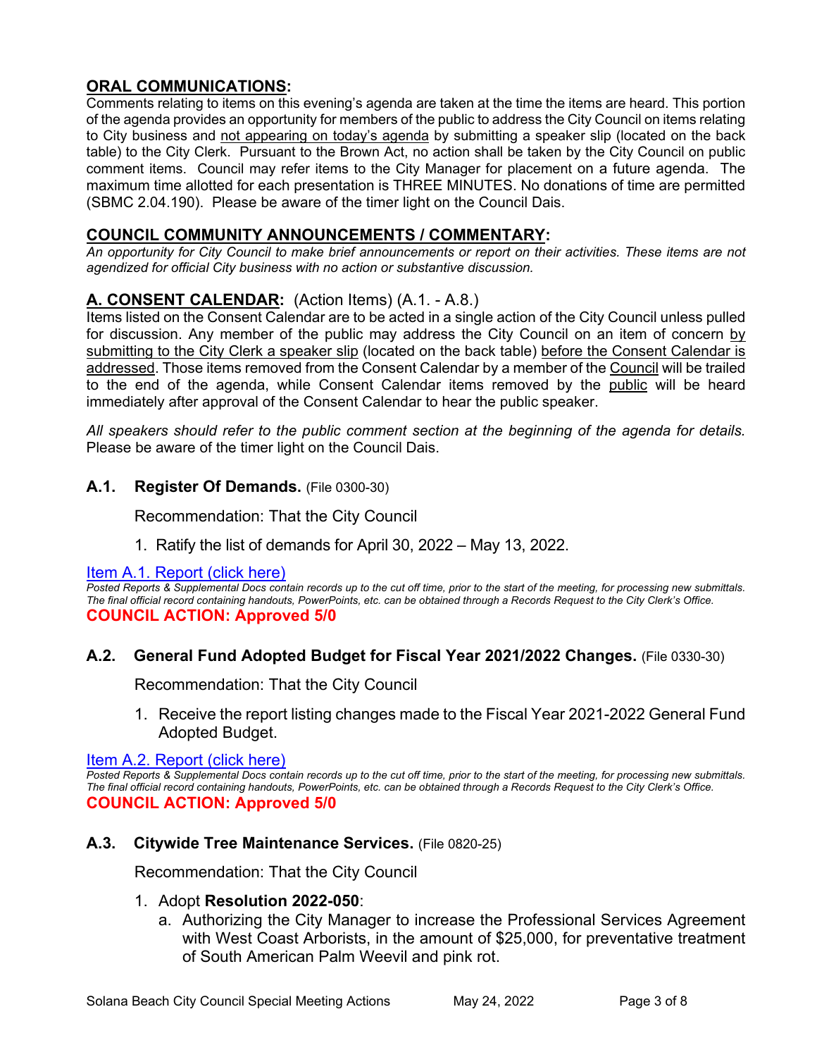## ORAL COMMUNICATIONS:

Comments relating to items on this evening's agenda are taken at the time the items are heard. This portion of the agenda provides an opportunity for members of the public to address the City Council on items relating to City business and not appearing on today's agenda by submitting a speaker slip (located on the back table) to the City Clerk. Pursuant to the Brown Act, no action shall be taken by the City Council on public comment items. Council may refer items to the City Manager for placement on a future agenda. The maximum time allotted for each presentation is THREE MINUTES. No donations of time are permitted (SBMC 2.04.190). Please be aware of the timer light on the Council Dais.

## COUNCIL COMMUNITY ANNOUNCEMENTS / COMMENTARY:

*An opportunity for City Council to make brief announcements or report on their activities. These items are not agendized for official City business with no action or substantive discussion.*

## A. CONSENT CALENDAR: (Action Items) (A.1. - A.8.)

Items listed on the Consent Calendar are to be acted in a single action of the City Council unless pulled for discussion. Any member of the public may address the City Council on an item of concern by submitting to the City Clerk a speaker slip (located on the back table) before the Consent Calendar is addressed. Those items removed from the Consent Calendar by a member of the Council will be trailed to the end of the agenda, while Consent Calendar items removed by the public will be heard immediately after approval of the Consent Calendar to hear the public speaker.

*All speakers should refer to the public comment section at the beginning of the agenda for details.* Please be aware of the timer light on the Council Dais.

### A.1. Register Of Demands. (File 0300-30)

Recommendation: That the City Council

1. Ratify the list of demands for April 30, 2022 – May 13, 2022.

Item A.1. Report (click here)

*Posted Reports & Supplemental Docs contain records up to the cut off time, prior to the start of the meeting, for processing new submittals. The final official record containing handouts, PowerPoints, etc. can be obtained through a Records Request to the City Clerk's Office.*

**COUNCIL ACTION: Approved 5/0**

### A.2. General Fund Adopted Budget for Fiscal Year 2021/2022 Changes. (File 0330-30)

Recommendation: That the City Council

1. Receive the report listing changes made to the Fiscal Year 2021-2022 General Fund Adopted Budget.

Item A.2. Report (click here)

*Posted Reports & Supplemental Docs contain records up to the cut off time, prior to the start of the meeting, for processing new submittals. The final official record containing handouts, PowerPoints, etc. can be obtained through a Records Request to the City Clerk's Office.*

**COUNCIL ACTION: Approved 5/0**

### A.3. Citywide Tree Maintenance Services. (File 0820-25)

Recommendation: That the City Council

1. Adopt **Resolution 2022-050**:
   a. Authorizing the City Manager to increase the Professional Services Agreement with West Coast Arborists, in the amount of $25,000, for preventative treatment of South American Palm Weevil and pink rot.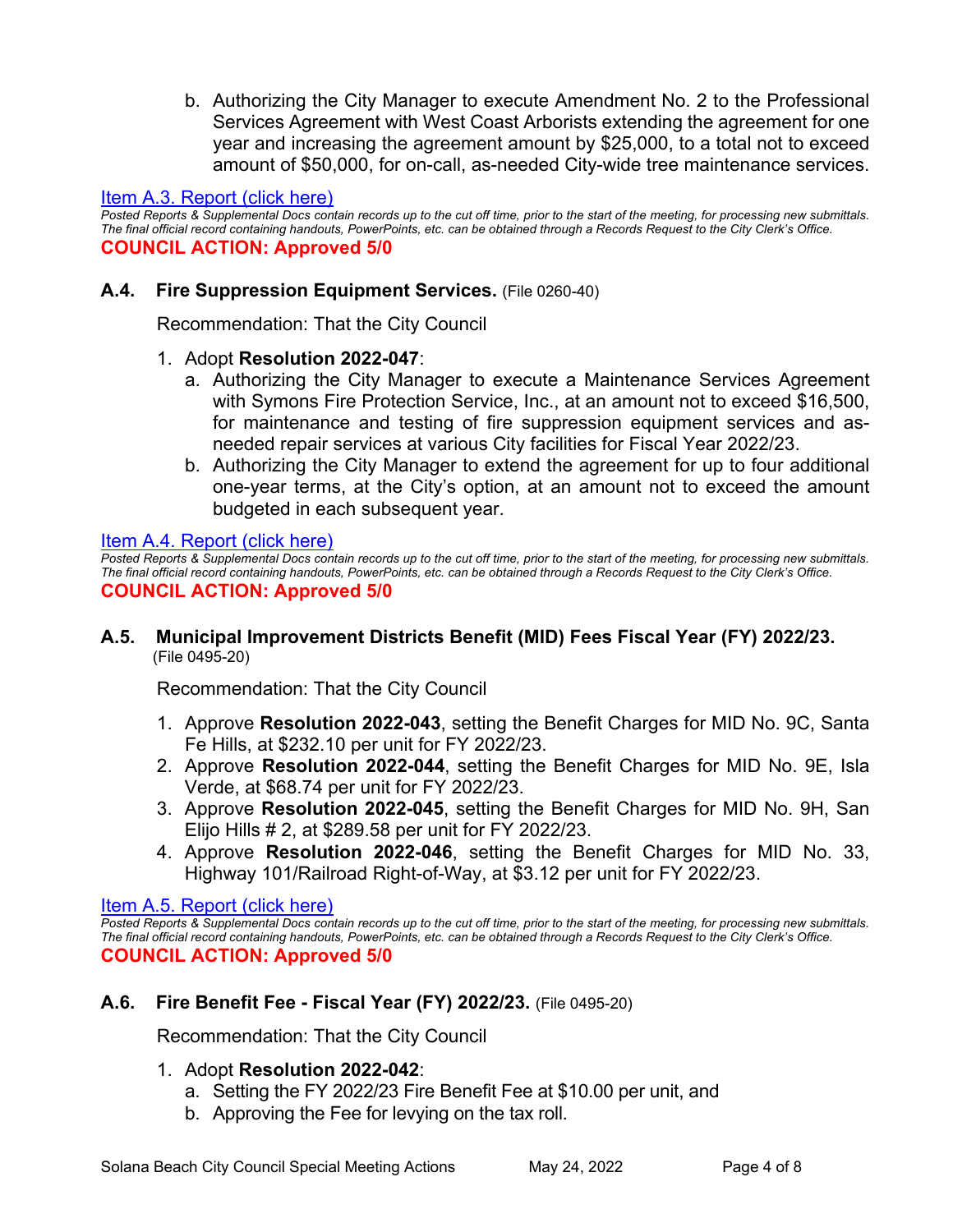b. Authorizing the City Manager to execute Amendment No. 2 to the Professional Services Agreement with West Coast Arborists extending the agreement for one year and increasing the agreement amount by $25,000, to a total not to exceed amount of $50,000, for on-call, as-needed City-wide tree maintenance services.

Item A.3. Report (click here)

*Posted Reports & Supplemental Docs contain records up to the cut off time, prior to the start of the meeting, for processing new submittals. The final official record containing handouts, PowerPoints, etc. can be obtained through a Records Request to the City Clerk's Office.*

**COUNCIL ACTION: Approved 5/0**

### A.4. Fire Suppression Equipment Services. (File 0260-40)

Recommendation: That the City Council

1. Adopt **Resolution 2022-047**:
   a. Authorizing the City Manager to execute a Maintenance Services Agreement with Symons Fire Protection Service, Inc., at an amount not to exceed $16,500, for maintenance and testing of fire suppression equipment services and as-needed repair services at various City facilities for Fiscal Year 2022/23.
   b. Authorizing the City Manager to extend the agreement for up to four additional one-year terms, at the City's option, at an amount not to exceed the amount budgeted in each subsequent year.

Item A.4. Report (click here)

*Posted Reports & Supplemental Docs contain records up to the cut off time, prior to the start of the meeting, for processing new submittals. The final official record containing handouts, PowerPoints, etc. can be obtained through a Records Request to the City Clerk's Office.*

**COUNCIL ACTION: Approved 5/0**

### A.5. Municipal Improvement Districts Benefit (MID) Fees Fiscal Year (FY) 2022/23. (File 0495-20)

Recommendation: That the City Council

1. Approve **Resolution 2022-043**, setting the Benefit Charges for MID No. 9C, Santa Fe Hills, at $232.10 per unit for FY 2022/23.
2. Approve **Resolution 2022-044**, setting the Benefit Charges for MID No. 9E, Isla Verde, at $68.74 per unit for FY 2022/23.
3. Approve **Resolution 2022-045**, setting the Benefit Charges for MID No. 9H, San Elijo Hills # 2, at $289.58 per unit for FY 2022/23.
4. Approve **Resolution 2022-046**, setting the Benefit Charges for MID No. 33, Highway 101/Railroad Right-of-Way, at $3.12 per unit for FY 2022/23.

Item A.5. Report (click here)

*Posted Reports & Supplemental Docs contain records up to the cut off time, prior to the start of the meeting, for processing new submittals. The final official record containing handouts, PowerPoints, etc. can be obtained through a Records Request to the City Clerk's Office.*

**COUNCIL ACTION: Approved 5/0**

### A.6. Fire Benefit Fee - Fiscal Year (FY) 2022/23. (File 0495-20)

Recommendation: That the City Council

1. Adopt **Resolution 2022-042**:
   a. Setting the FY 2022/23 Fire Benefit Fee at $10.00 per unit, and
   b. Approving the Fee for levying on the tax roll.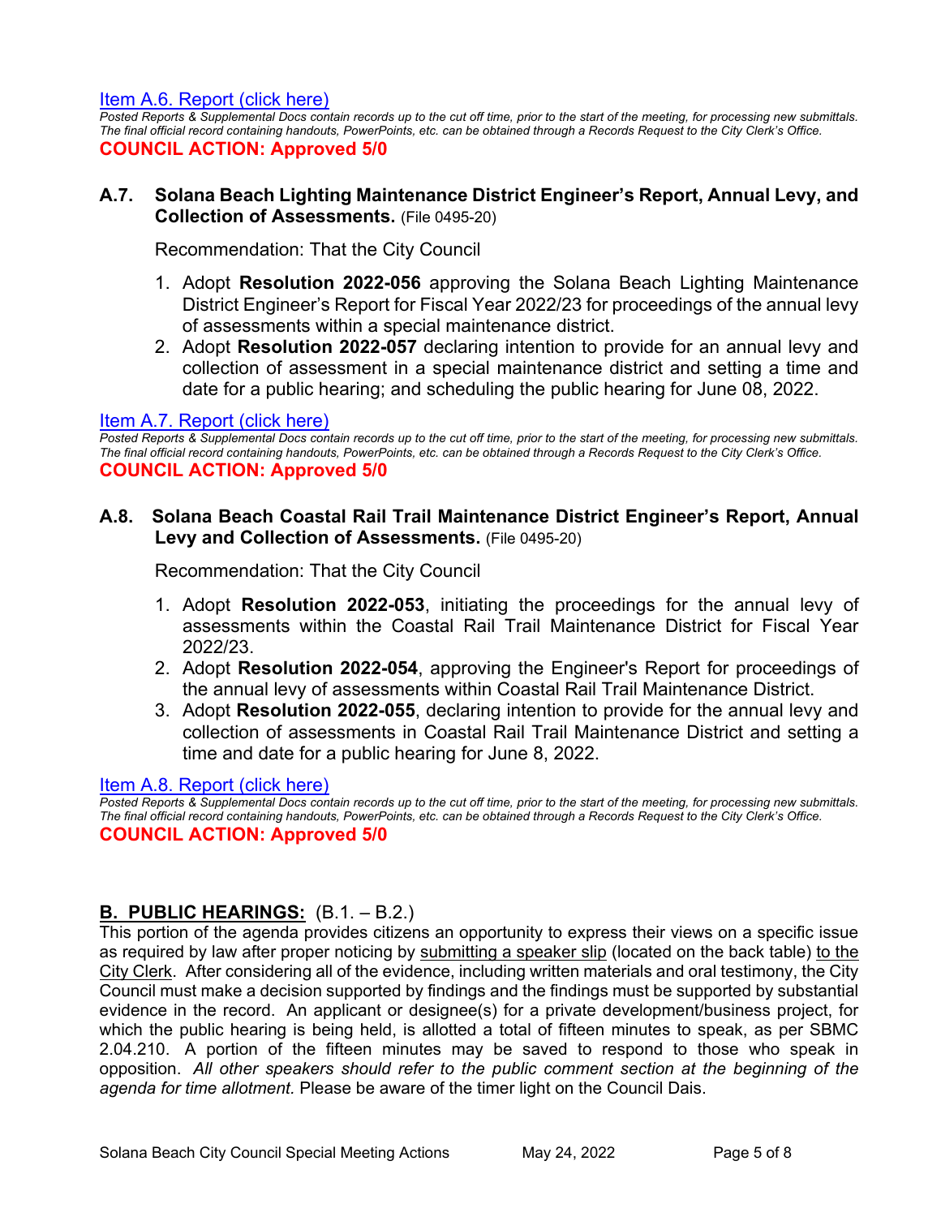[Item A.6. Report (click here)]

*Posted Reports & Supplemental Docs contain records up to the cut off time, prior to the start of the meeting, for processing new submittals. The final official record containing handouts, PowerPoints, etc. can be obtained through a Records Request to the City Clerk's Office.*

**COUNCIL ACTION: Approved 5/0**

### A.7. Solana Beach Lighting Maintenance District Engineer's Report, Annual Levy, and Collection of Assessments. (File 0495-20)

Recommendation: That the City Council

1. Adopt **Resolution 2022-056** approving the Solana Beach Lighting Maintenance District Engineer's Report for Fiscal Year 2022/23 for proceedings of the annual levy of assessments within a special maintenance district.
2. Adopt **Resolution 2022-057** declaring intention to provide for an annual levy and collection of assessment in a special maintenance district and setting a time and date for a public hearing; and scheduling the public hearing for June 08, 2022.

[Item A.7. Report (click here)]

*Posted Reports & Supplemental Docs contain records up to the cut off time, prior to the start of the meeting, for processing new submittals. The final official record containing handouts, PowerPoints, etc. can be obtained through a Records Request to the City Clerk's Office.*

**COUNCIL ACTION: Approved 5/0**

### A.8. Solana Beach Coastal Rail Trail Maintenance District Engineer's Report, Annual Levy and Collection of Assessments. (File 0495-20)

Recommendation: That the City Council

1. Adopt **Resolution 2022-053**, initiating the proceedings for the annual levy of assessments within the Coastal Rail Trail Maintenance District for Fiscal Year 2022/23.
2. Adopt **Resolution 2022-054**, approving the Engineer's Report for proceedings of the annual levy of assessments within Coastal Rail Trail Maintenance District.
3. Adopt **Resolution 2022-055**, declaring intention to provide for the annual levy and collection of assessments in Coastal Rail Trail Maintenance District and setting a time and date for a public hearing for June 8, 2022.

[Item A.8. Report (click here)]

*Posted Reports & Supplemental Docs contain records up to the cut off time, prior to the start of the meeting, for processing new submittals. The final official record containing handouts, PowerPoints, etc. can be obtained through a Records Request to the City Clerk's Office.*

**COUNCIL ACTION: Approved 5/0**

## B. PUBLIC HEARINGS: (B.1. – B.2.)

This portion of the agenda provides citizens an opportunity to express their views on a specific issue as required by law after proper noticing by submitting a speaker slip (located on the back table) to the City Clerk. After considering all of the evidence, including written materials and oral testimony, the City Council must make a decision supported by findings and the findings must be supported by substantial evidence in the record. An applicant or designee(s) for a private development/business project, for which the public hearing is being held, is allotted a total of fifteen minutes to speak, as per SBMC 2.04.210. A portion of the fifteen minutes may be saved to respond to those who speak in opposition. *All other speakers should refer to the public comment section at the beginning of the agenda for time allotment.* Please be aware of the timer light on the Council Dais.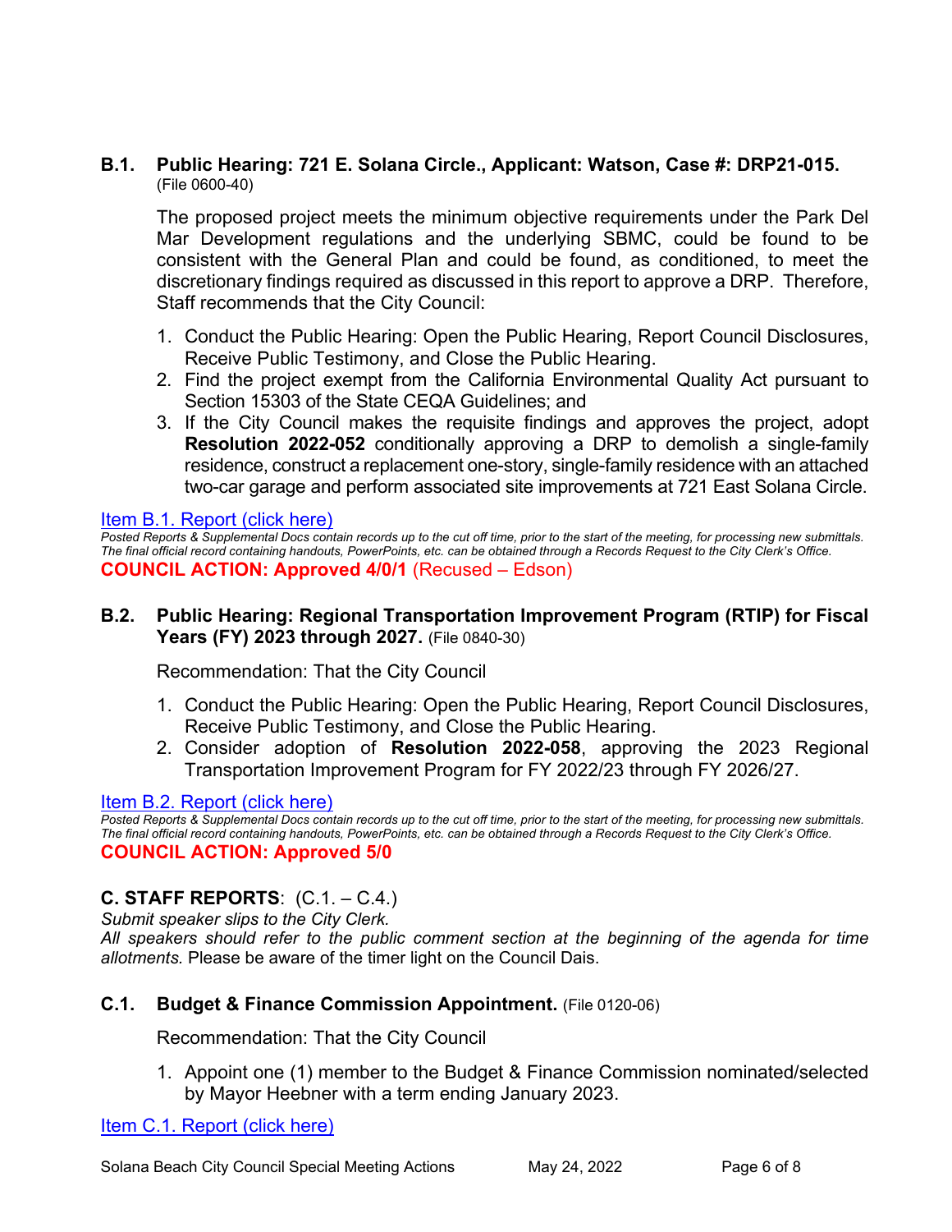### B.1. Public Hearing: 721 E. Solana Circle., Applicant: Watson, Case #: DRP21-015. (File 0600-40)

The proposed project meets the minimum objective requirements under the Park Del Mar Development regulations and the underlying SBMC, could be found to be consistent with the General Plan and could be found, as conditioned, to meet the discretionary findings required as discussed in this report to approve a DRP. Therefore, Staff recommends that the City Council:

1. Conduct the Public Hearing: Open the Public Hearing, Report Council Disclosures, Receive Public Testimony, and Close the Public Hearing.
2. Find the project exempt from the California Environmental Quality Act pursuant to Section 15303 of the State CEQA Guidelines; and
3. If the City Council makes the requisite findings and approves the project, adopt **Resolution 2022-052** conditionally approving a DRP to demolish a single-family residence, construct a replacement one-story, single-family residence with an attached two-car garage and perform associated site improvements at 721 East Solana Circle.

Item B.1. Report (click here)

*Posted Reports & Supplemental Docs contain records up to the cut off time, prior to the start of the meeting, for processing new submittals. The final official record containing handouts, PowerPoints, etc. can be obtained through a Records Request to the City Clerk's Office.*

**COUNCIL ACTION: Approved 4/0/1** (Recused – Edson)

### B.2. Public Hearing: Regional Transportation Improvement Program (RTIP) for Fiscal Years (FY) 2023 through 2027. (File 0840-30)

Recommendation: That the City Council

1. Conduct the Public Hearing: Open the Public Hearing, Report Council Disclosures, Receive Public Testimony, and Close the Public Hearing.
2. Consider adoption of **Resolution 2022-058**, approving the 2023 Regional Transportation Improvement Program for FY 2022/23 through FY 2026/27.

Item B.2. Report (click here)

*Posted Reports & Supplemental Docs contain records up to the cut off time, prior to the start of the meeting, for processing new submittals. The final official record containing handouts, PowerPoints, etc. can be obtained through a Records Request to the City Clerk's Office.*

**COUNCIL ACTION: Approved 5/0**

## C. STAFF REPORTS: (C.1. – C.4.)

*Submit speaker slips to the City Clerk.*

*All speakers should refer to the public comment section at the beginning of the agenda for time allotments.* Please be aware of the timer light on the Council Dais.

### C.1. Budget & Finance Commission Appointment. (File 0120-06)

Recommendation: That the City Council

1. Appoint one (1) member to the Budget & Finance Commission nominated/selected by Mayor Heebner with a term ending January 2023.

Item C.1. Report (click here)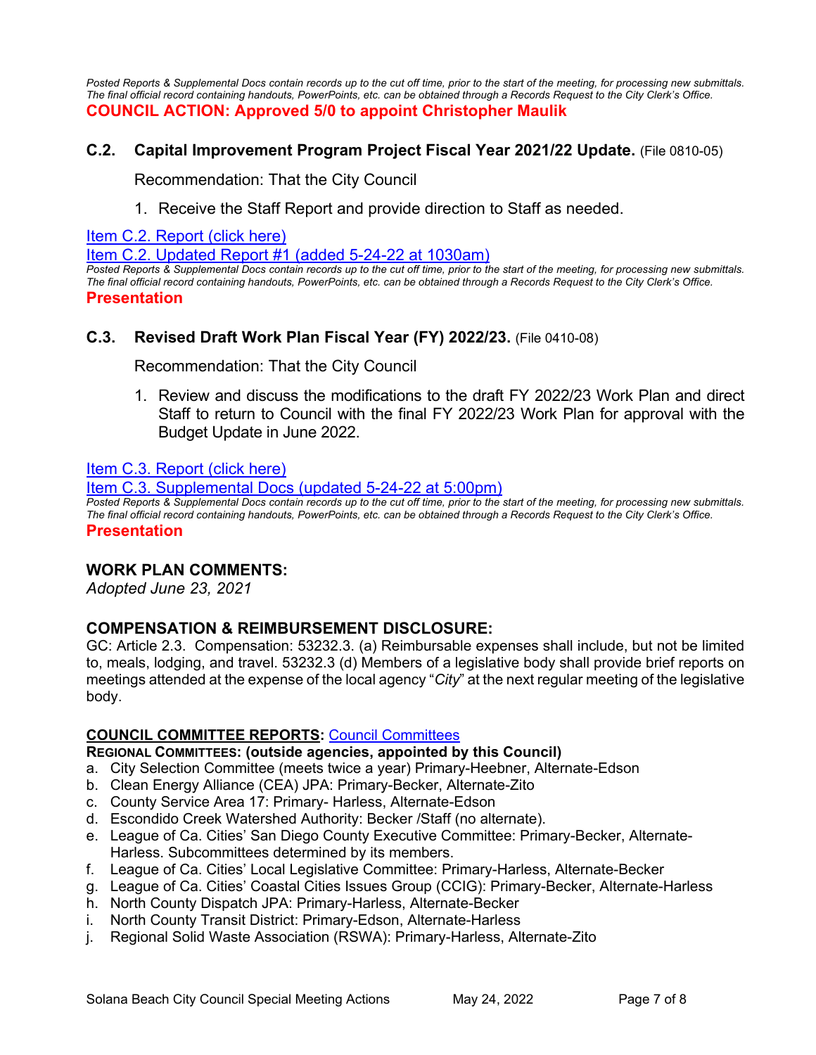*Posted Reports & Supplemental Docs contain records up to the cut off time, prior to the start of the meeting, for processing new submittals. The final official record containing handouts, PowerPoints, etc. can be obtained through a Records Request to the City Clerk's Office.*

**COUNCIL ACTION: Approved 5/0 to appoint Christopher Maulik**

### C.2. Capital Improvement Program Project Fiscal Year 2021/22 Update. (File 0810-05)

Recommendation: That the City Council

1. Receive the Staff Report and provide direction to Staff as needed.

Item C.2. Report (click here)

Item C.2. Updated Report #1 (added 5-24-22 at 1030am)

*Posted Reports & Supplemental Docs contain records up to the cut off time, prior to the start of the meeting, for processing new submittals. The final official record containing handouts, PowerPoints, etc. can be obtained through a Records Request to the City Clerk's Office.*

**Presentation**

### C.3. Revised Draft Work Plan Fiscal Year (FY) 2022/23. (File 0410-08)

Recommendation: That the City Council

1. Review and discuss the modifications to the draft FY 2022/23 Work Plan and direct Staff to return to Council with the final FY 2022/23 Work Plan for approval with the Budget Update in June 2022.

Item C.3. Report (click here)

Item C.3. Supplemental Docs (updated 5-24-22 at 5:00pm)

*Posted Reports & Supplemental Docs contain records up to the cut off time, prior to the start of the meeting, for processing new submittals. The final official record containing handouts, PowerPoints, etc. can be obtained through a Records Request to the City Clerk's Office.*

**Presentation**

## WORK PLAN COMMENTS:

*Adopted June 23, 2021*

## COMPENSATION & REIMBURSEMENT DISCLOSURE:

GC: Article 2.3. Compensation: 53232.3. (a) Reimbursable expenses shall include, but not be limited to, meals, lodging, and travel. 53232.3 (d) Members of a legislative body shall provide brief reports on meetings attended at the expense of the local agency "*City*" at the next regular meeting of the legislative body.

**COUNCIL COMMITTEE REPORTS:** Council Committees

**REGIONAL COMMITTEES: (outside agencies, appointed by this Council)**

a. City Selection Committee (meets twice a year) Primary-Heebner, Alternate-Edson
b. Clean Energy Alliance (CEA) JPA: Primary-Becker, Alternate-Zito
c. County Service Area 17: Primary- Harless, Alternate-Edson
d. Escondido Creek Watershed Authority: Becker /Staff (no alternate).
e. League of Ca. Cities' San Diego County Executive Committee: Primary-Becker, Alternate-Harless. Subcommittees determined by its members.
f. League of Ca. Cities' Local Legislative Committee: Primary-Harless, Alternate-Becker
g. League of Ca. Cities' Coastal Cities Issues Group (CCIG): Primary-Becker, Alternate-Harless
h. North County Dispatch JPA: Primary-Harless, Alternate-Becker
i. North County Transit District: Primary-Edson, Alternate-Harless
j. Regional Solid Waste Association (RSWA): Primary-Harless, Alternate-Zito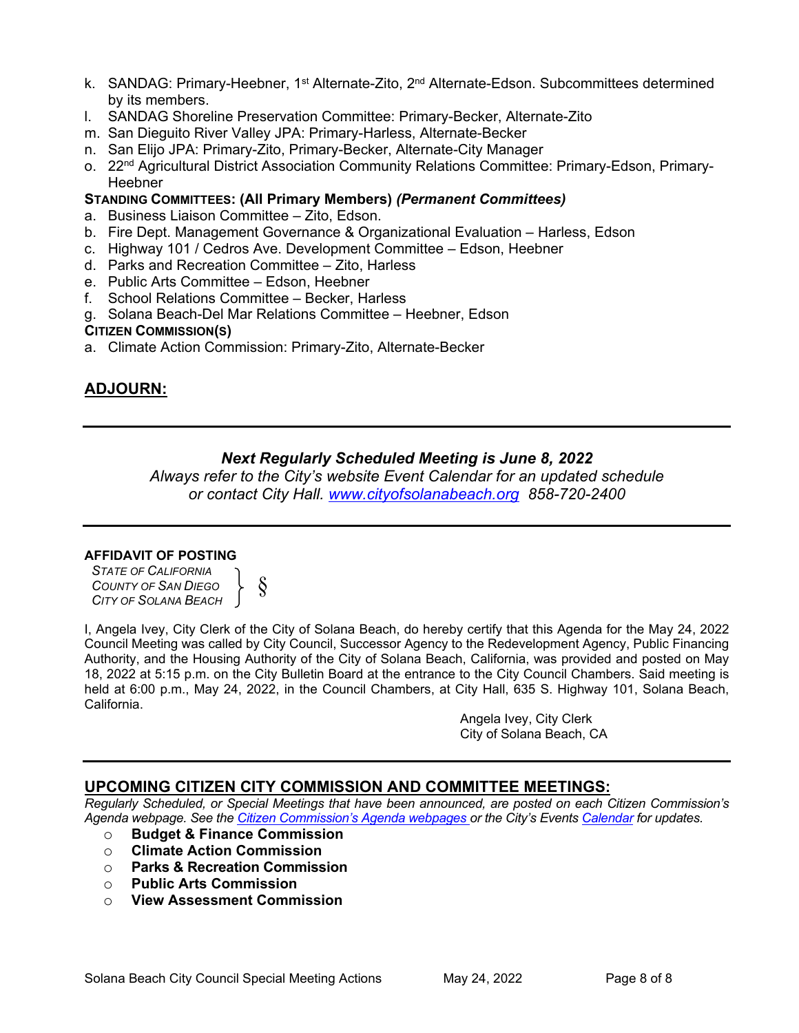k. SANDAG: Primary-Heebner, 1st Alternate-Zito, 2nd Alternate-Edson. Subcommittees determined by its members.
l. SANDAG Shoreline Preservation Committee: Primary-Becker, Alternate-Zito
m. San Dieguito River Valley JPA: Primary-Harless, Alternate-Becker
n. San Elijo JPA: Primary-Zito, Primary-Becker, Alternate-City Manager
o. 22nd Agricultural District Association Community Relations Committee: Primary-Edson, Primary-Heebner

**STANDING COMMITTEES: (All Primary Members)** ***(Permanent Committees)***

a. Business Liaison Committee – Zito, Edson.
b. Fire Dept. Management Governance & Organizational Evaluation – Harless, Edson
c. Highway 101 / Cedros Ave. Development Committee – Edson, Heebner
d. Parks and Recreation Committee – Zito, Harless
e. Public Arts Committee – Edson, Heebner
f. School Relations Committee – Becker, Harless
g. Solana Beach-Del Mar Relations Committee – Heebner, Edson

**CITIZEN COMMISSION(S)**

a. Climate Action Commission: Primary-Zito, Alternate-Becker

## ADJOURN:

---

***Next Regularly Scheduled Meeting is June 8, 2022***

*Always refer to the City's website Event Calendar for an updated schedule or contact City Hall. [www.cityofsolanabeach.org](http://www.cityofsolanabeach.org) 858-720-2400*

---

**AFFIDAVIT OF POSTING**

*STATE OF CALIFORNIA*
*COUNTY OF SAN DIEGO* } §
*CITY OF SOLANA BEACH*

I, Angela Ivey, City Clerk of the City of Solana Beach, do hereby certify that this Agenda for the May 24, 2022 Council Meeting was called by City Council, Successor Agency to the Redevelopment Agency, Public Financing Authority, and the Housing Authority of the City of Solana Beach, California, was provided and posted on May 18, 2022 at 5:15 p.m. on the City Bulletin Board at the entrance to the City Council Chambers. Said meeting is held at 6:00 p.m., May 24, 2022, in the Council Chambers, at City Hall, 635 S. Highway 101, Solana Beach, California.

Angela Ivey, City Clerk
City of Solana Beach, CA

---

## UPCOMING CITIZEN CITY COMMISSION AND COMMITTEE MEETINGS:

*Regularly Scheduled, or Special Meetings that have been announced, are posted on each Citizen Commission's Agenda webpage. See the Citizen Commission's Agenda webpages or the City's Events Calendar for updates.*

- **Budget & Finance Commission**
- **Climate Action Commission**
- **Parks & Recreation Commission**
- **Public Arts Commission**
- **View Assessment Commission**